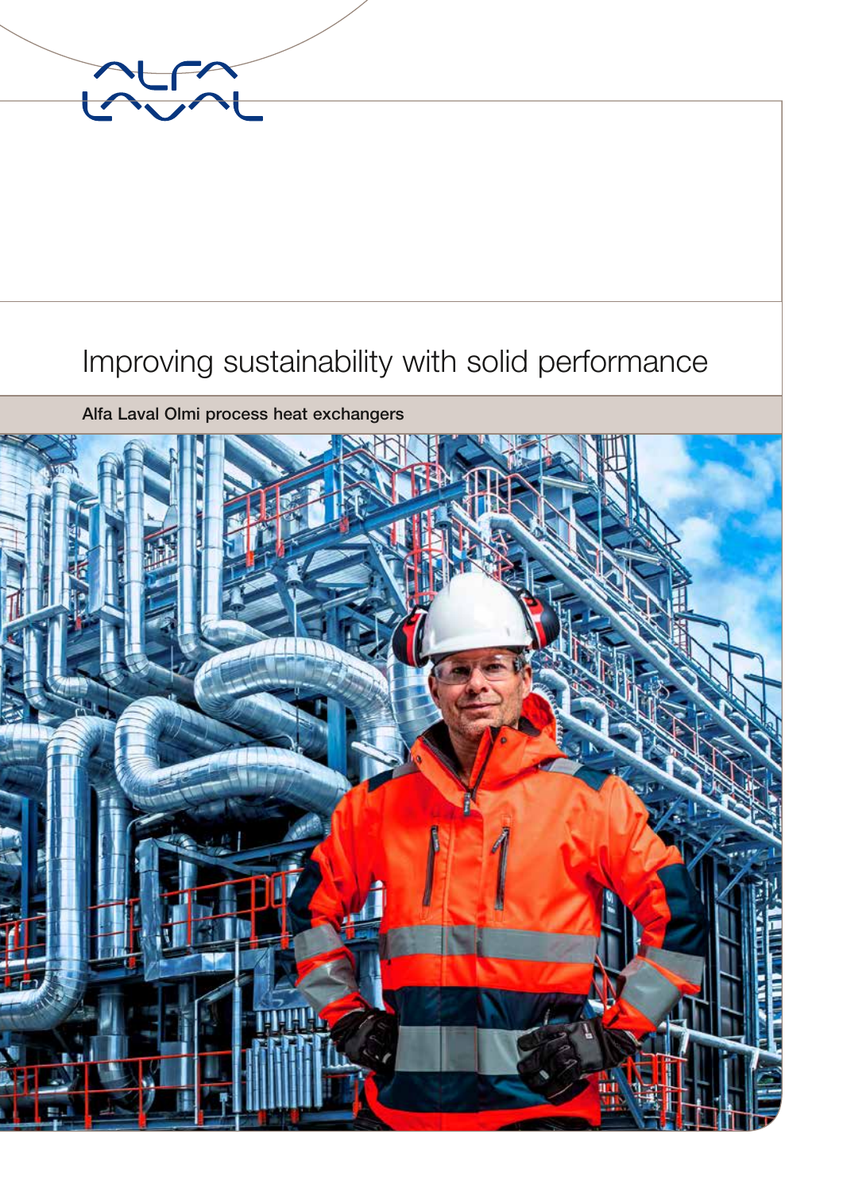# Improving sustainability with solid performance

**Alfa Laval Olmi process heat exchangers**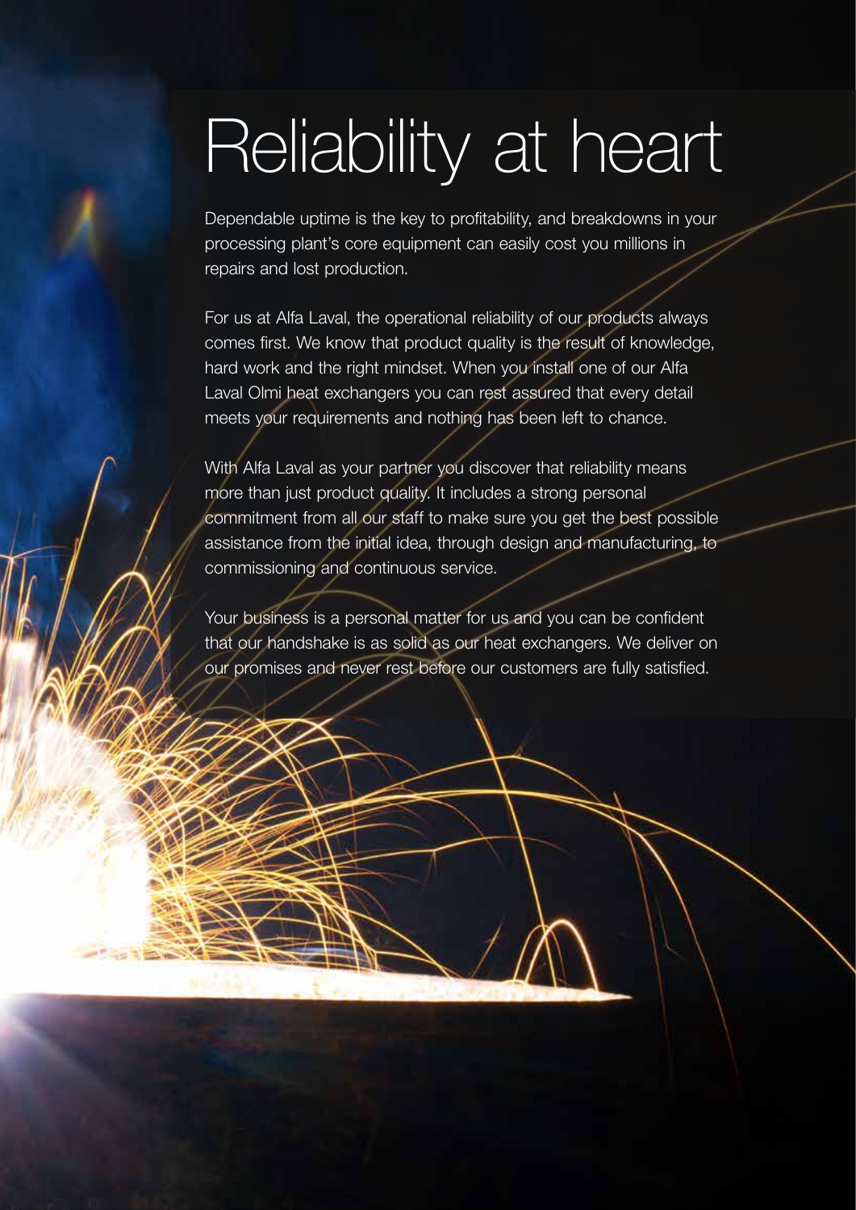# Reliability at heart

Dependable uptime is the key to profitability, and breakdowns in your processing plant's core equipment can easily cost you millions in repairs and lost production.

For us at Alfa Laval, the operational reliability of our products always comes first. We know that product quality is the result of knowledge, hard work and the right mindset. When you install one of our Alfa Laval Olmi heat exchangers you can rest assured that every detail meets your requirements and nothing has been left to chance.

With Alfa Laval as your partner you discover that reliability means more than just product quality. It includes a strong personal commitment from all our staff to make sure you get the best possible assistance from the initial idea, through design and manufacturing, to commissioning and continuous service.

Your business is a personal matter for us and you can be confident that our handshake is as solid as our heat exchangers. We deliver on our promises and never rest before our customers are fully satisfied.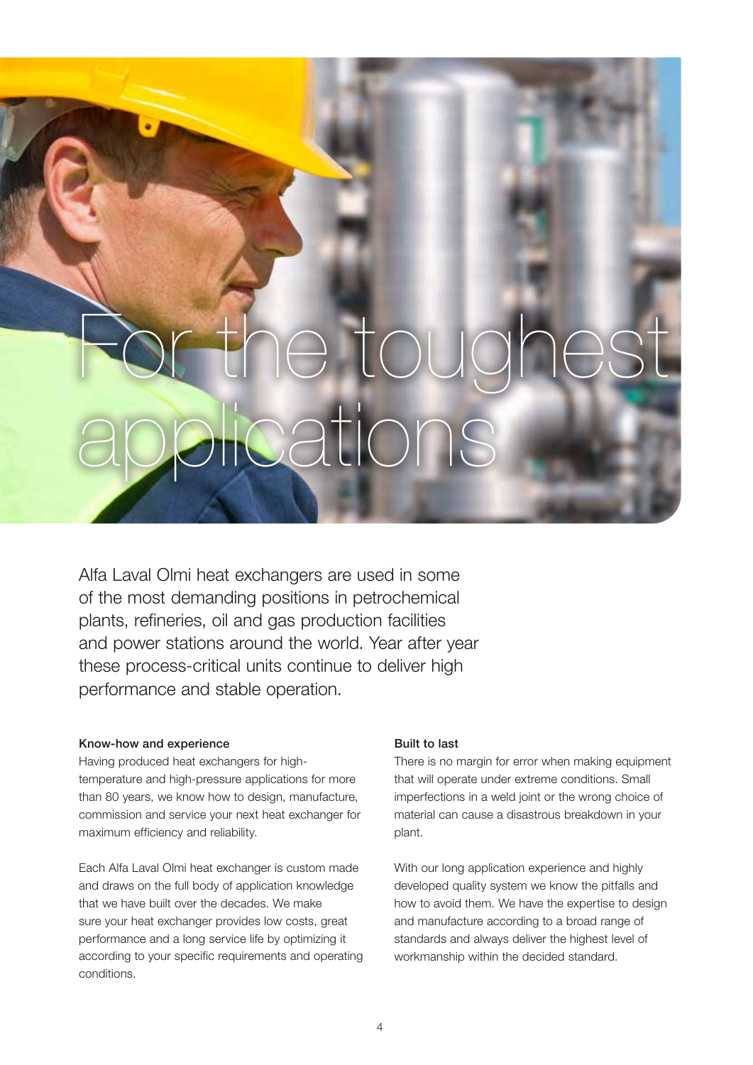# For the toughest applications

Alfa Laval Olmi heat exchangers are used in some of the most demanding positions in petrochemical plants, refineries, oil and gas production facilities and power stations around the world. Year after year these process-critical units continue to deliver high performance and stable operation.

**Know-how and experience**

Having produced heat exchangers for high-temperature and high-pressure applications for more than 80 years, we know how to design, manufacture, commission and service your next heat exchanger for maximum efficiency and reliability.

Each Alfa Laval Olmi heat exchanger is custom made and draws on the full body of application knowledge that we have built over the decades. We make sure your heat exchanger provides low costs, great performance and a long service life by optimizing it according to your specific requirements and operating conditions.

**Built to last**

There is no margin for error when making equipment that will operate under extreme conditions. Small imperfections in a weld joint or the wrong choice of material can cause a disastrous breakdown in your plant.

With our long application experience and highly developed quality system we know the pitfalls and how to avoid them. We have the expertise to design and manufacture according to a broad range of standards and always deliver the highest level of workmanship within the decided standard.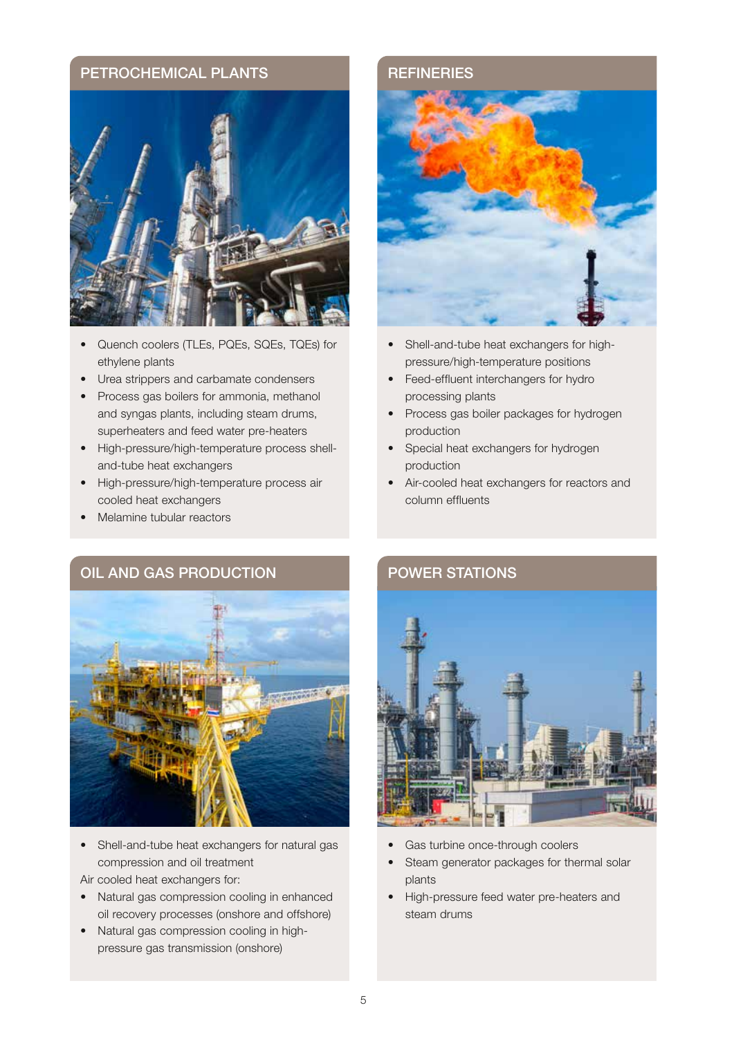## PETROCHEMICAL PLANTS

- Quench coolers (TLEs, PQEs, SQEs, TQEs) for ethylene plants
- Urea strippers and carbamate condensers
- Process gas boilers for ammonia, methanol and syngas plants, including steam drums, superheaters and feed water pre-heaters
- High-pressure/high-temperature process shell-and-tube heat exchangers
- High-pressure/high-temperature process air cooled heat exchangers
- Melamine tubular reactors

## REFINERIES

- Shell-and-tube heat exchangers for high-pressure/high-temperature positions
- Feed-effluent interchangers for hydro processing plants
- Process gas boiler packages for hydrogen production
- Special heat exchangers for hydrogen production
- Air-cooled heat exchangers for reactors and column effluents

## OIL AND GAS PRODUCTION

- Shell-and-tube heat exchangers for natural gas compression and oil treatment

Air cooled heat exchangers for:

- Natural gas compression cooling in enhanced oil recovery processes (onshore and offshore)
- Natural gas compression cooling in high-pressure gas transmission (onshore)

## POWER STATIONS

- Gas turbine once-through coolers
- Steam generator packages for thermal solar plants
- High-pressure feed water pre-heaters and steam drums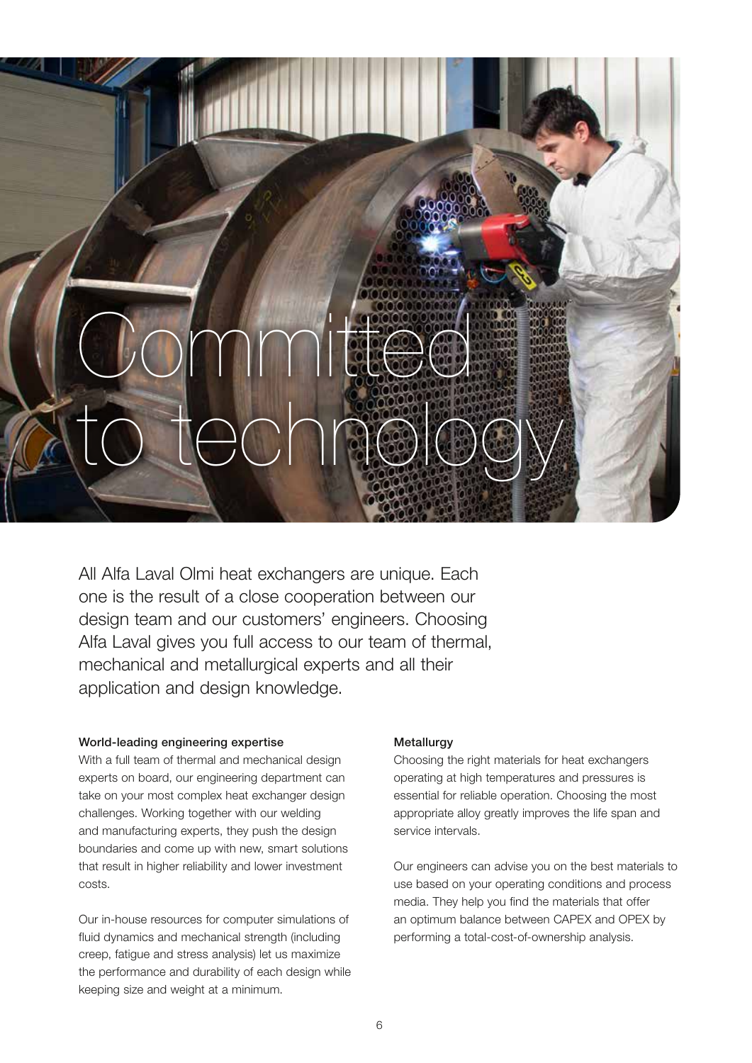# Committed to technology

All Alfa Laval Olmi heat exchangers are unique. Each one is the result of a close cooperation between our design team and our customers' engineers. Choosing Alfa Laval gives you full access to our team of thermal, mechanical and metallurgical experts and all their application and design knowledge.

**World-leading engineering expertise**

With a full team of thermal and mechanical design experts on board, our engineering department can take on your most complex heat exchanger design challenges. Working together with our welding and manufacturing experts, they push the design boundaries and come up with new, smart solutions that result in higher reliability and lower investment costs.

Our in-house resources for computer simulations of fluid dynamics and mechanical strength (including creep, fatigue and stress analysis) let us maximize the performance and durability of each design while keeping size and weight at a minimum.

**Metallurgy**

Choosing the right materials for heat exchangers operating at high temperatures and pressures is essential for reliable operation. Choosing the most appropriate alloy greatly improves the life span and service intervals.

Our engineers can advise you on the best materials to use based on your operating conditions and process media. They help you find the materials that offer an optimum balance between CAPEX and OPEX by performing a total-cost-of-ownership analysis.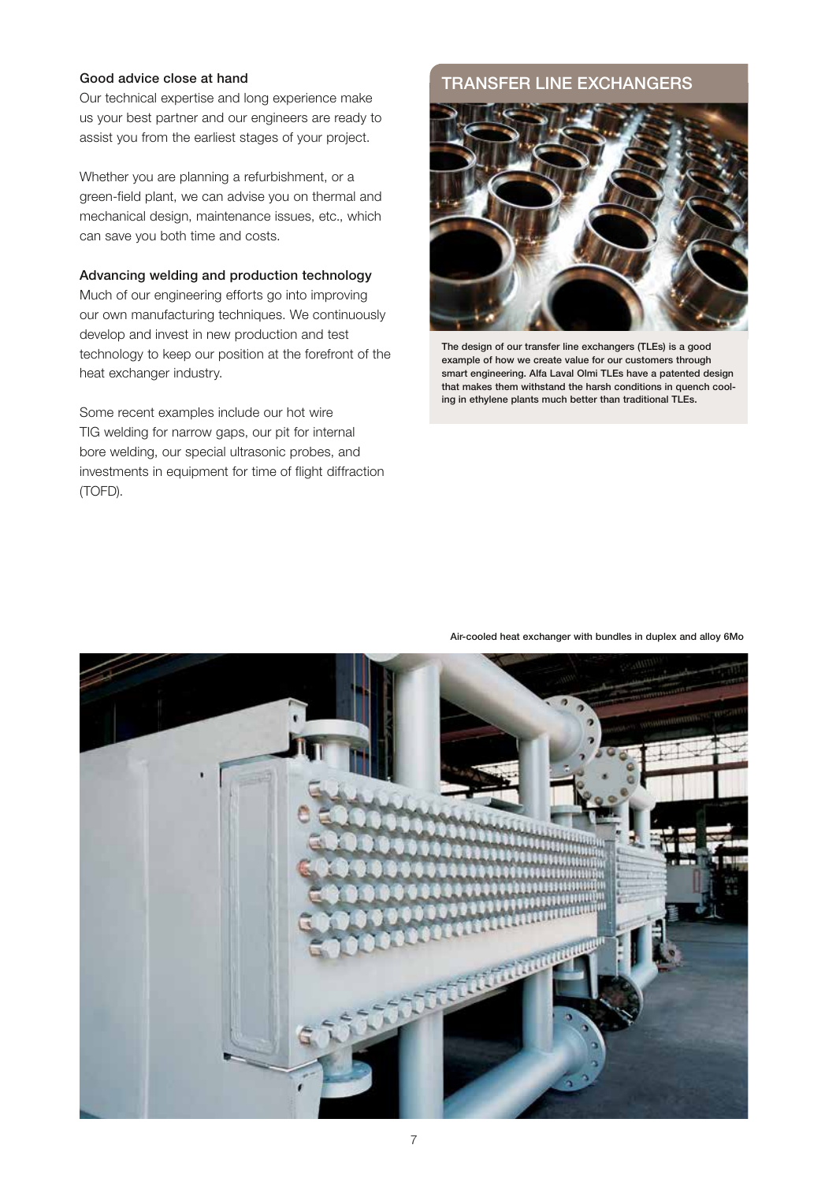### Good advice close at hand

Our technical expertise and long experience make us your best partner and our engineers are ready to assist you from the earliest stages of your project.

Whether you are planning a refurbishment, or a green-field plant, we can advise you on thermal and mechanical design, maintenance issues, etc., which can save you both time and costs.

### Advancing welding and production technology

Much of our engineering efforts go into improving our own manufacturing techniques. We continuously develop and invest in new production and test technology to keep our position at the forefront of the heat exchanger industry.

Some recent examples include our hot wire TIG welding for narrow gaps, our pit for internal bore welding, our special ultrasonic probes, and investments in equipment for time of flight diffraction (TOFD).

## TRANSFER LINE EXCHANGERS

**The design of our transfer line exchangers (TLEs) is a good example of how we create value for our customers through smart engineering. Alfa Laval Olmi TLEs have a patented design that makes them withstand the harsh conditions in quench cooling in ethylene plants much better than traditional TLEs.**

Air-cooled heat exchanger with bundles in duplex and alloy 6Mo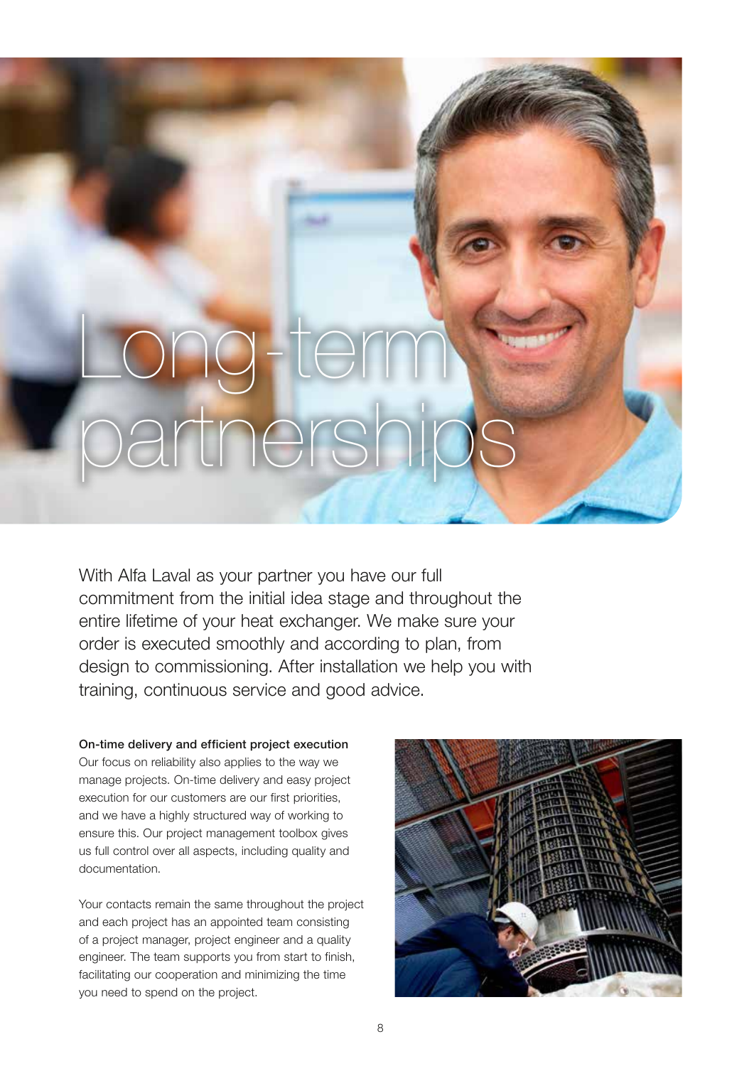# Long-term partnerships

With Alfa Laval as your partner you have our full commitment from the initial idea stage and throughout the entire lifetime of your heat exchanger. We make sure your order is executed smoothly and according to plan, from design to commissioning. After installation we help you with training, continuous service and good advice.

**On-time delivery and efficient project execution**
Our focus on reliability also applies to the way we manage projects. On-time delivery and easy project execution for our customers are our first priorities, and we have a highly structured way of working to ensure this. Our project management toolbox gives us full control over all aspects, including quality and documentation.

Your contacts remain the same throughout the project and each project has an appointed team consisting of a project manager, project engineer and a quality engineer. The team supports you from start to finish, facilitating our cooperation and minimizing the time you need to spend on the project.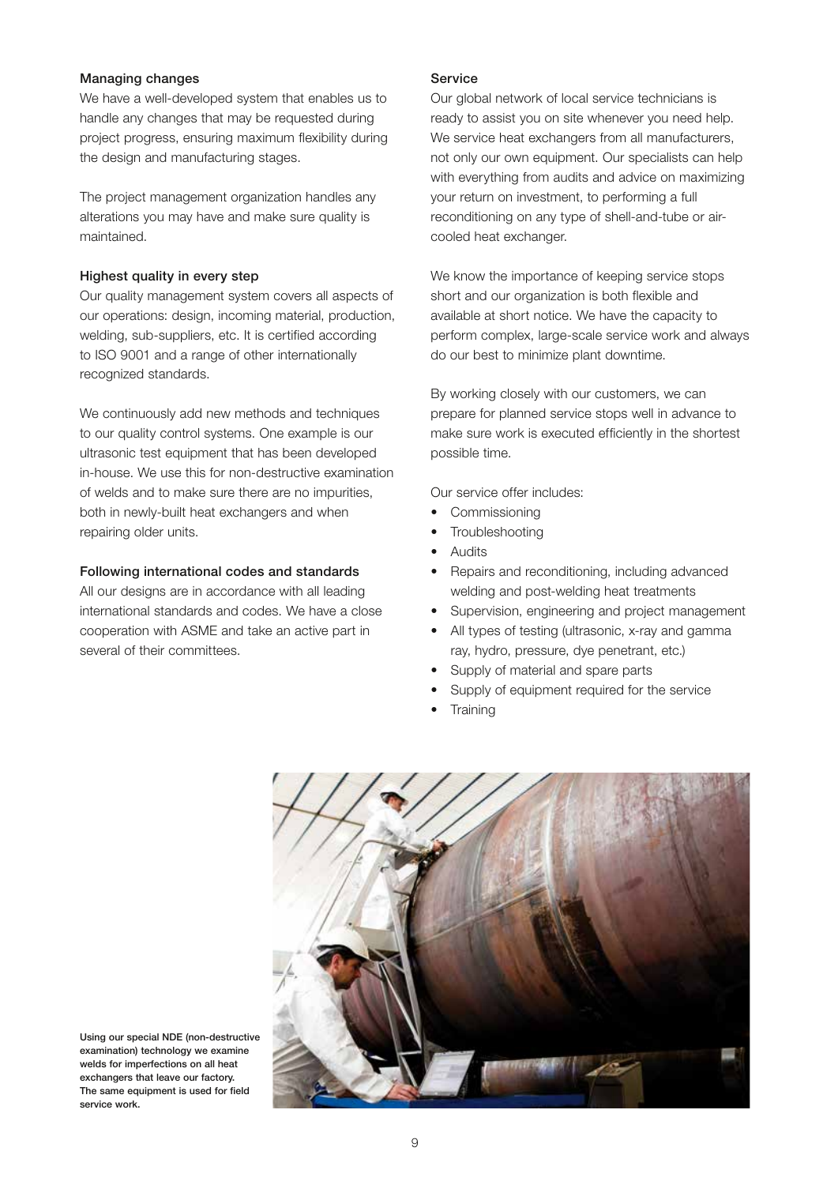### Managing changes

We have a well-developed system that enables us to handle any changes that may be requested during project progress, ensuring maximum flexibility during the design and manufacturing stages.

The project management organization handles any alterations you may have and make sure quality is maintained.

### Highest quality in every step

Our quality management system covers all aspects of our operations: design, incoming material, production, welding, sub-suppliers, etc. It is certified according to ISO 9001 and a range of other internationally recognized standards.

We continuously add new methods and techniques to our quality control systems. One example is our ultrasonic test equipment that has been developed in-house. We use this for non-destructive examination of welds and to make sure there are no impurities, both in newly-built heat exchangers and when repairing older units.

### Following international codes and standards

All our designs are in accordance with all leading international standards and codes. We have a close cooperation with ASME and take an active part in several of their committees.

### Service

Our global network of local service technicians is ready to assist you on site whenever you need help. We service heat exchangers from all manufacturers, not only our own equipment. Our specialists can help with everything from audits and advice on maximizing your return on investment, to performing a full reconditioning on any type of shell-and-tube or air-cooled heat exchanger.

We know the importance of keeping service stops short and our organization is both flexible and available at short notice. We have the capacity to perform complex, large-scale service work and always do our best to minimize plant downtime.

By working closely with our customers, we can prepare for planned service stops well in advance to make sure work is executed efficiently in the shortest possible time.

Our service offer includes:

- Commissioning
- Troubleshooting
- Audits
- Repairs and reconditioning, including advanced welding and post-welding heat treatments
- Supervision, engineering and project management
- All types of testing (ultrasonic, x-ray and gamma ray, hydro, pressure, dye penetrant, etc.)
- Supply of material and spare parts
- Supply of equipment required for the service
- Training

**Using our special NDE (non-destructive examination) technology we examine welds for imperfections on all heat exchangers that leave our factory. The same equipment is used for field service work.**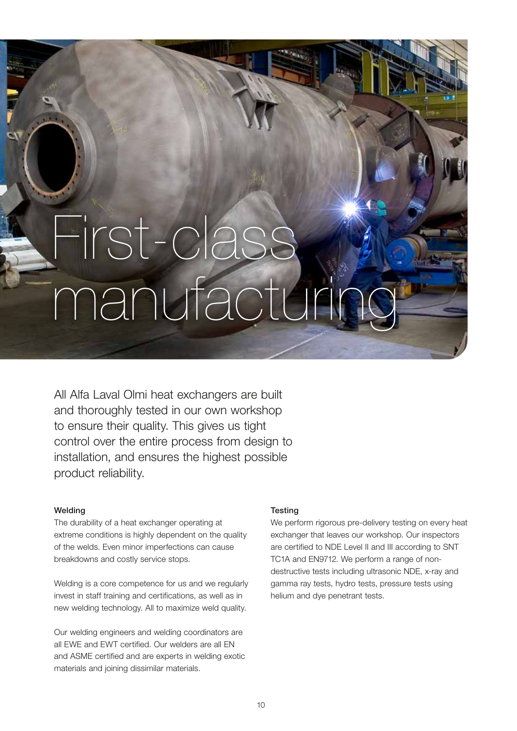# First-class manufacturing

All Alfa Laval Olmi heat exchangers are built and thoroughly tested in our own workshop to ensure their quality. This gives us tight control over the entire process from design to installation, and ensures the highest possible product reliability.

**Welding**

The durability of a heat exchanger operating at extreme conditions is highly dependent on the quality of the welds. Even minor imperfections can cause breakdowns and costly service stops.

Welding is a core competence for us and we regularly invest in staff training and certifications, as well as in new welding technology. All to maximize weld quality.

Our welding engineers and welding coordinators are all EWE and EWT certified. Our welders are all EN and ASME certified and are experts in welding exotic materials and joining dissimilar materials.

**Testing**

We perform rigorous pre-delivery testing on every heat exchanger that leaves our workshop. Our inspectors are certified to NDE Level II and III according to SNT TC1A and EN9712. We perform a range of non-destructive tests including ultrasonic NDE, x-ray and gamma ray tests, hydro tests, pressure tests using helium and dye penetrant tests.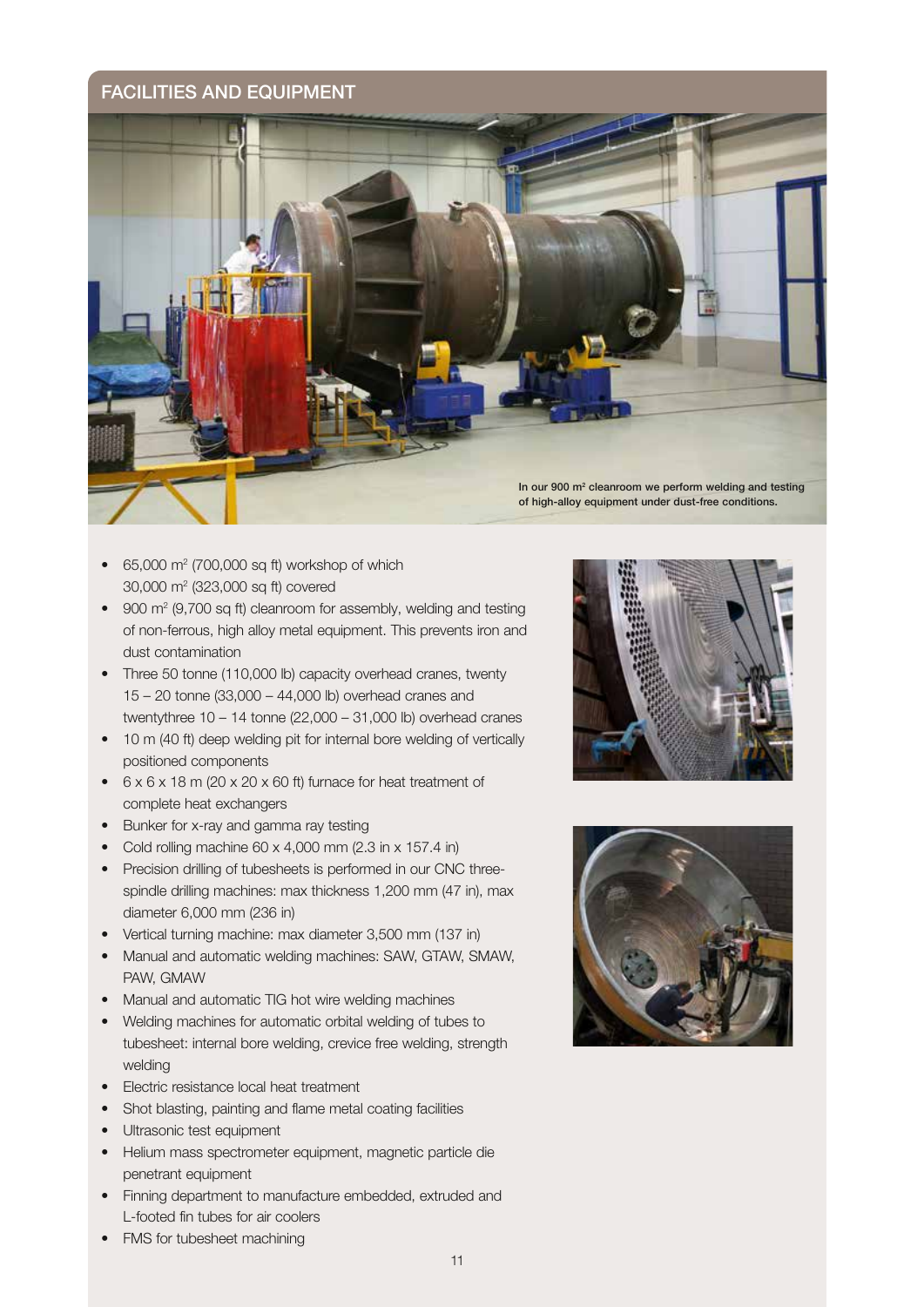## FACILITIES AND EQUIPMENT

In our 900 m² cleanroom we perform welding and testing of high-alloy equipment under dust-free conditions.

- 65,000 m² (700,000 sq ft) workshop of which 30,000 m² (323,000 sq ft) covered
- 900 m² (9,700 sq ft) cleanroom for assembly, welding and testing of non-ferrous, high alloy metal equipment. This prevents iron and dust contamination
- Three 50 tonne (110,000 lb) capacity overhead cranes, twenty 15 – 20 tonne (33,000 – 44,000 lb) overhead cranes and twentythree 10 – 14 tonne (22,000 – 31,000 lb) overhead cranes
- 10 m (40 ft) deep welding pit for internal bore welding of vertically positioned components
- 6 x 6 x 18 m (20 x 20 x 60 ft) furnace for heat treatment of complete heat exchangers
- Bunker for x-ray and gamma ray testing
- Cold rolling machine 60 x 4,000 mm (2.3 in x 157.4 in)
- Precision drilling of tubesheets is performed in our CNC three-spindle drilling machines: max thickness 1,200 mm (47 in), max diameter 6,000 mm (236 in)
- Vertical turning machine: max diameter 3,500 mm (137 in)
- Manual and automatic welding machines: SAW, GTAW, SMAW, PAW, GMAW
- Manual and automatic TIG hot wire welding machines
- Welding machines for automatic orbital welding of tubes to tubesheet: internal bore welding, crevice free welding, strength welding
- Electric resistance local heat treatment
- Shot blasting, painting and flame metal coating facilities
- Ultrasonic test equipment
- Helium mass spectrometer equipment, magnetic particle die penetrant equipment
- Finning department to manufacture embedded, extruded and L-footed fin tubes for air coolers
- FMS for tubesheet machining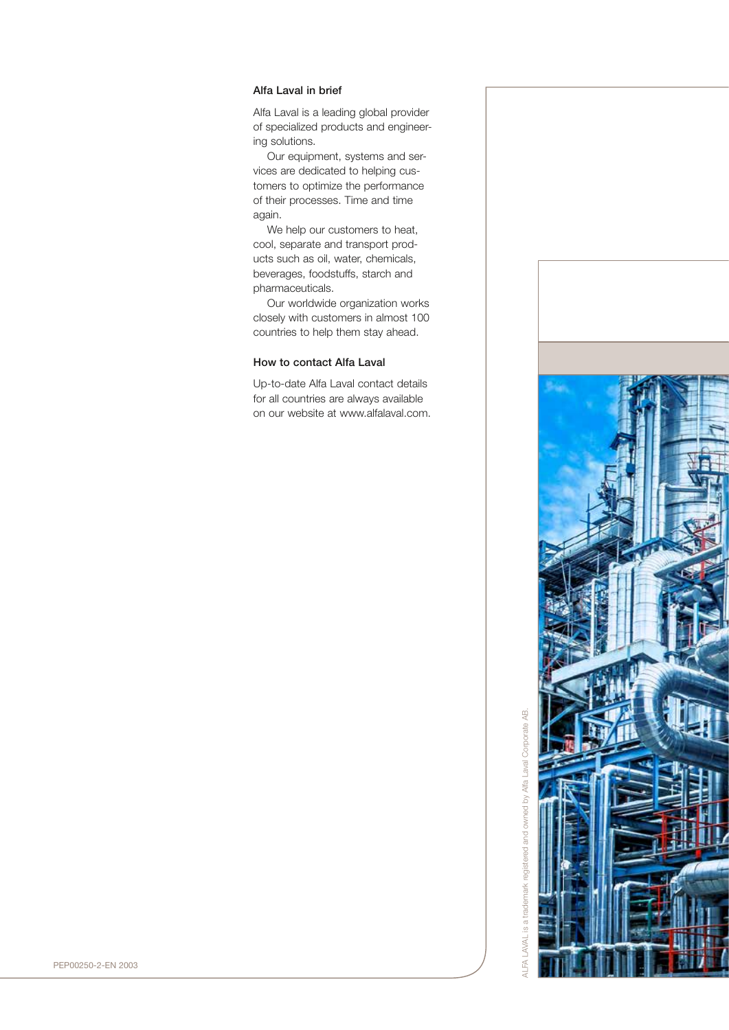### Alfa Laval in brief

Alfa Laval is a leading global provider of specialized products and engineering solutions.

Our equipment, systems and services are dedicated to helping customers to optimize the performance of their processes. Time and time again.

We help our customers to heat, cool, separate and transport products such as oil, water, chemicals, beverages, foodstuffs, starch and pharmaceuticals.

Our worldwide organization works closely with customers in almost 100 countries to help them stay ahead.

### How to contact Alfa Laval

Up-to-date Alfa Laval contact details for all countries are always available on our website at www.alfalaval.com.

ALFA LAVAL is a trademark registered and owned by Alfa Laval Corporate AB.

PEP00250-2-EN 2003